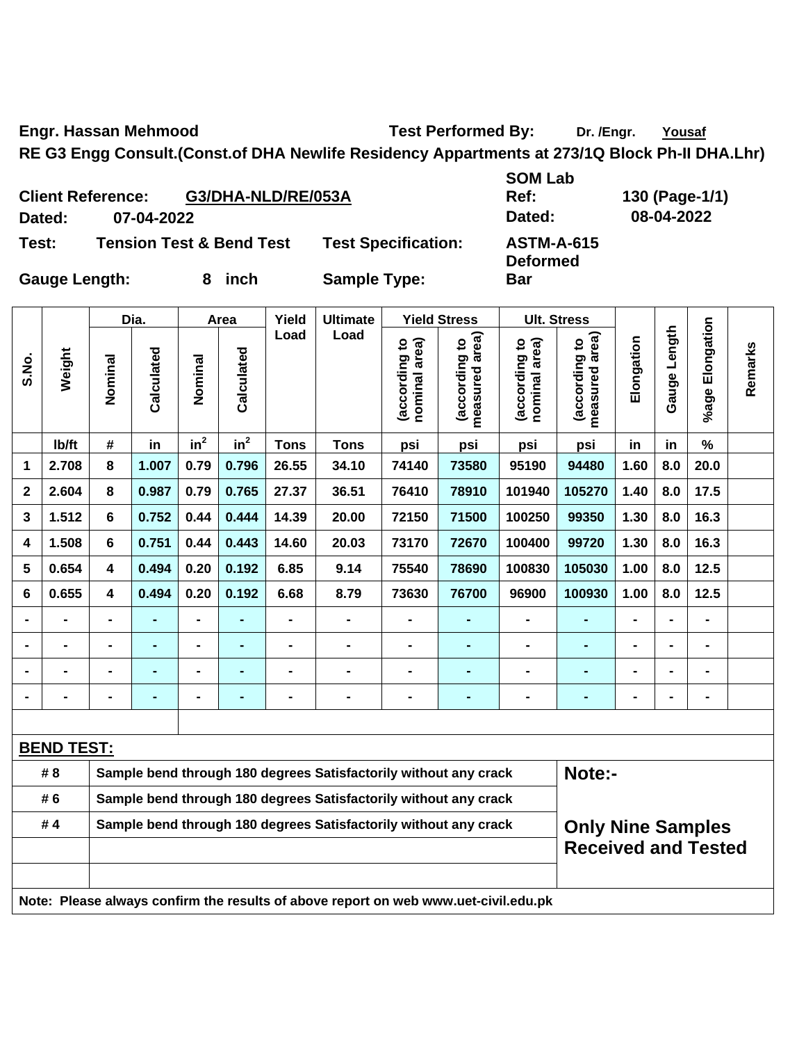**Engr. Hassan Mehmood** **Test Performed By:** Dr. /Engr. Yousaf

**RE G3 Engg Consult.(Const.of DHA Newlife Residency Appartments at 273/1Q Block Ph-II DHA.Lhr)**

| | | | |
|---|---|---|---|
| **Client Reference:** | **G3/DHA-NLD/RE/053A** | **SOM Lab Ref:** | **130 (Page-1/1)** |
| **Dated:** | **07-04-2022** | **Dated:** | **08-04-2022** |
| **Test:** | **Tension Test & Bend Test** | **Test Specification:** | **ASTM-A-615** |
| **Gauge Length:** | **8 inch** | **Sample Type:** | **Deformed Bar** |

| S.No. | Weight | Dia. | | Area | | Yield Load | Ultimate Load | Yield Stress | | Ult. Stress | | Elongation | Gauge Length | %age Elongation | Remarks |
|---|---|---|---|---|---|---|---|---|---|---|---|---|---|---|---|
| | | Nominal | Calculated | Nominal | Calculated | | | (according to nominal area) | (according to measured area) | (according to nominal area) | (according to measured area) | | | | |
| | lb/ft | # | in | $in^2$ | $in^2$ | Tons | Tons | psi | psi | psi | psi | in | in | % | |
| 1 | 2.708 | 8 | 1.007 | 0.79 | 0.796 | 26.55 | 34.10 | 74140 | 73580 | 95190 | 94480 | 1.60 | 8.0 | 20.0 | |
| 2 | 2.604 | 8 | 0.987 | 0.79 | 0.765 | 27.37 | 36.51 | 76410 | 78910 | 101940 | 105270 | 1.40 | 8.0 | 17.5 | |
| 3 | 1.512 | 6 | 0.752 | 0.44 | 0.444 | 14.39 | 20.00 | 72150 | 71500 | 100250 | 99350 | 1.30 | 8.0 | 16.3 | |
| 4 | 1.508 | 6 | 0.751 | 0.44 | 0.443 | 14.60 | 20.03 | 73170 | 72670 | 100400 | 99720 | 1.30 | 8.0 | 16.3 | |
| 5 | 0.654 | 4 | 0.494 | 0.20 | 0.192 | 6.85 | 9.14 | 75540 | 78690 | 100830 | 105030 | 1.00 | 8.0 | 12.5 | |
| 6 | 0.655 | 4 | 0.494 | 0.20 | 0.192 | 6.68 | 8.79 | 73630 | 76700 | 96900 | 100930 | 1.00 | 8.0 | 12.5 | |
| - | - | - | - | - | - | - | - | - | - | - | - | - | - | - | |
| - | - | - | - | - | - | - | - | - | - | - | - | - | - | - | |
| - | - | - | - | - | - | - | - | - | - | - | - | - | - | - | |
| - | - | - | - | - | - | - | - | - | - | - | - | - | - | - | |

**BEND TEST:**

| | | |
|---|---|---|
| # 8 | Sample bend through 180 degrees Satisfactorily without any crack | **Note:-** |
| # 6 | Sample bend through 180 degrees Satisfactorily without any crack | |
| # 4 | Sample bend through 180 degrees Satisfactorily without any crack | **Only Nine Samples Received and Tested** |

**Note: Please always confirm the results of above report on web www.uet-civil.edu.pk**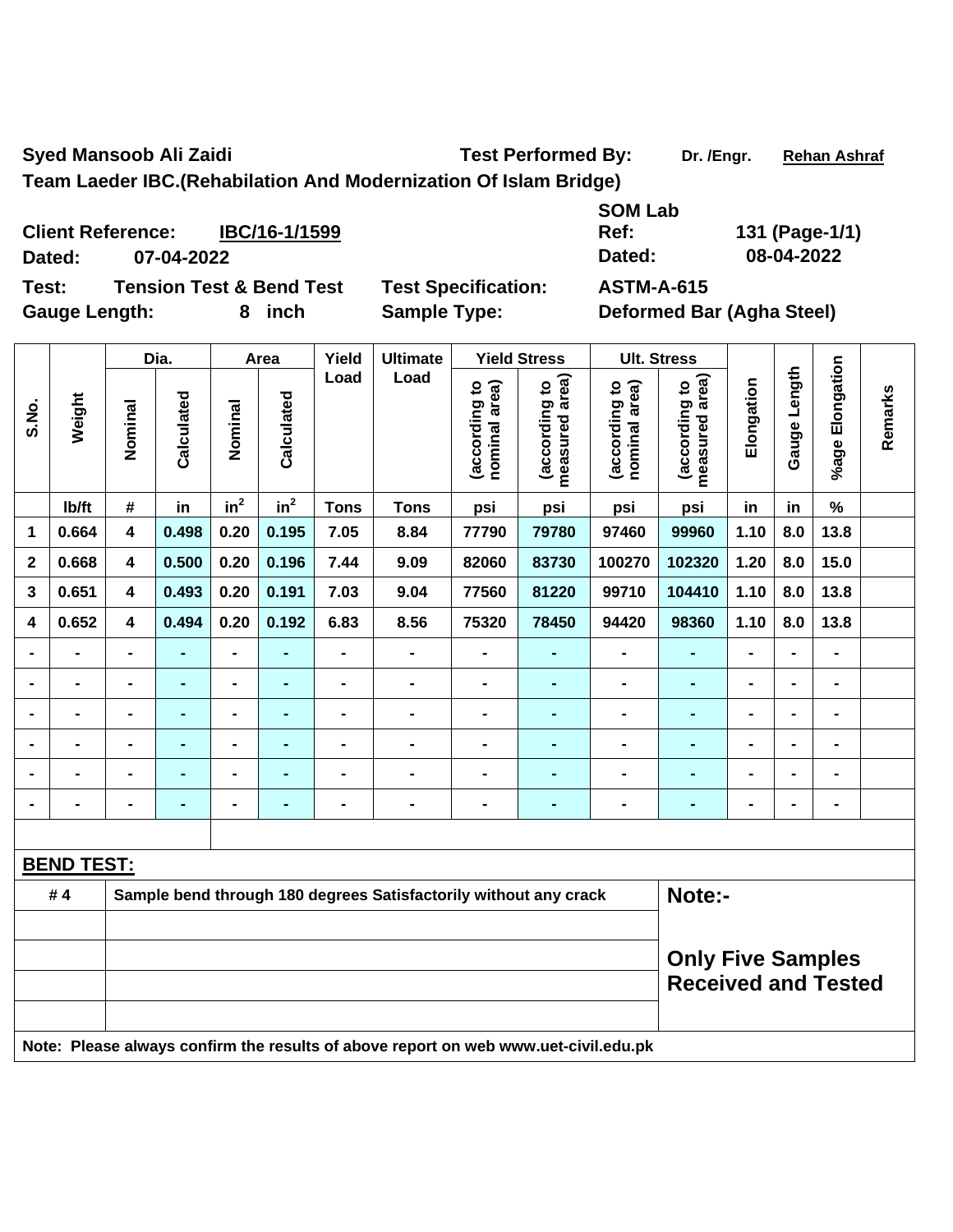**Syyed Mansoob Ali Zaidi** **Test Performed By:** Dr. /Engr. Rehan Ashraf

**Team Laeder IBC.(Rehabilation And Modernization Of Islam Bridge)**

**Client Reference:** IBC/16-1/1599 **SOM Lab Ref:** 131 (Page-1/1)

**Dated:** 07-04-2022 **Dated:** 08-04-2022

**Test:** Tension Test & Bend Test **Test Specification:** ASTM-A-615

**Gauge Length:** 8 inch **Sample Type:** Deformed Bar (Agha Steel)

| S.No. | Weight | Dia. | | Area | | Yield Load | Ultimate Load | Yield Stress | | Ult. Stress | | Elongation | Gauge Length | %age Elongation | Remarks |
|---|---|---|---|---|---|---|---|---|---|---|---|---|---|---|---|
| | | Nominal | Calculated | Nominal | Calculated | | | (according to nominal area) | (according to measured area) | (according to nominal area) | (according to measured area) | | | | |
| | lb/ft | # | in | $in^2$ | $in^2$ | Tons | Tons | psi | psi | psi | psi | in | in | % | |
| 1 | 0.664 | 4 | 0.498 | 0.20 | 0.195 | 7.05 | 8.84 | 77790 | 79780 | 97460 | 99960 | 1.10 | 8.0 | 13.8 | |
| 2 | 0.668 | 4 | 0.500 | 0.20 | 0.196 | 7.44 | 9.09 | 82060 | 83730 | 100270 | 102320 | 1.20 | 8.0 | 15.0 | |
| 3 | 0.651 | 4 | 0.493 | 0.20 | 0.191 | 7.03 | 9.04 | 77560 | 81220 | 99710 | 104410 | 1.10 | 8.0 | 13.8 | |
| 4 | 0.652 | 4 | 0.494 | 0.20 | 0.192 | 6.83 | 8.56 | 75320 | 78450 | 94420 | 98360 | 1.10 | 8.0 | 13.8 | |
| - | - | - | - | - | - | - | - | - | - | - | - | - | - | - | |
| - | - | - | - | - | - | - | - | - | - | - | - | - | - | - | |
| - | - | - | - | - | - | - | - | - | - | - | - | - | - | - | |
| - | - | - | - | - | - | - | - | - | - | - | - | - | - | - | |
| - | - | - | - | - | - | - | - | - | - | - | - | - | - | - | |
| - | - | - | - | - | - | - | - | - | - | - | - | - | - | - | |

**BEND TEST:**

| | | |
|---|---|---|
| # 4 | Sample bend through 180 degrees Satisfactorily without any crack | **Note:-** |
| | | |
| | | **Only Five Samples Received and Tested** |
| | | |
| | | |

**Note: Please always confirm the results of above report on web www.uet-civil.edu.pk**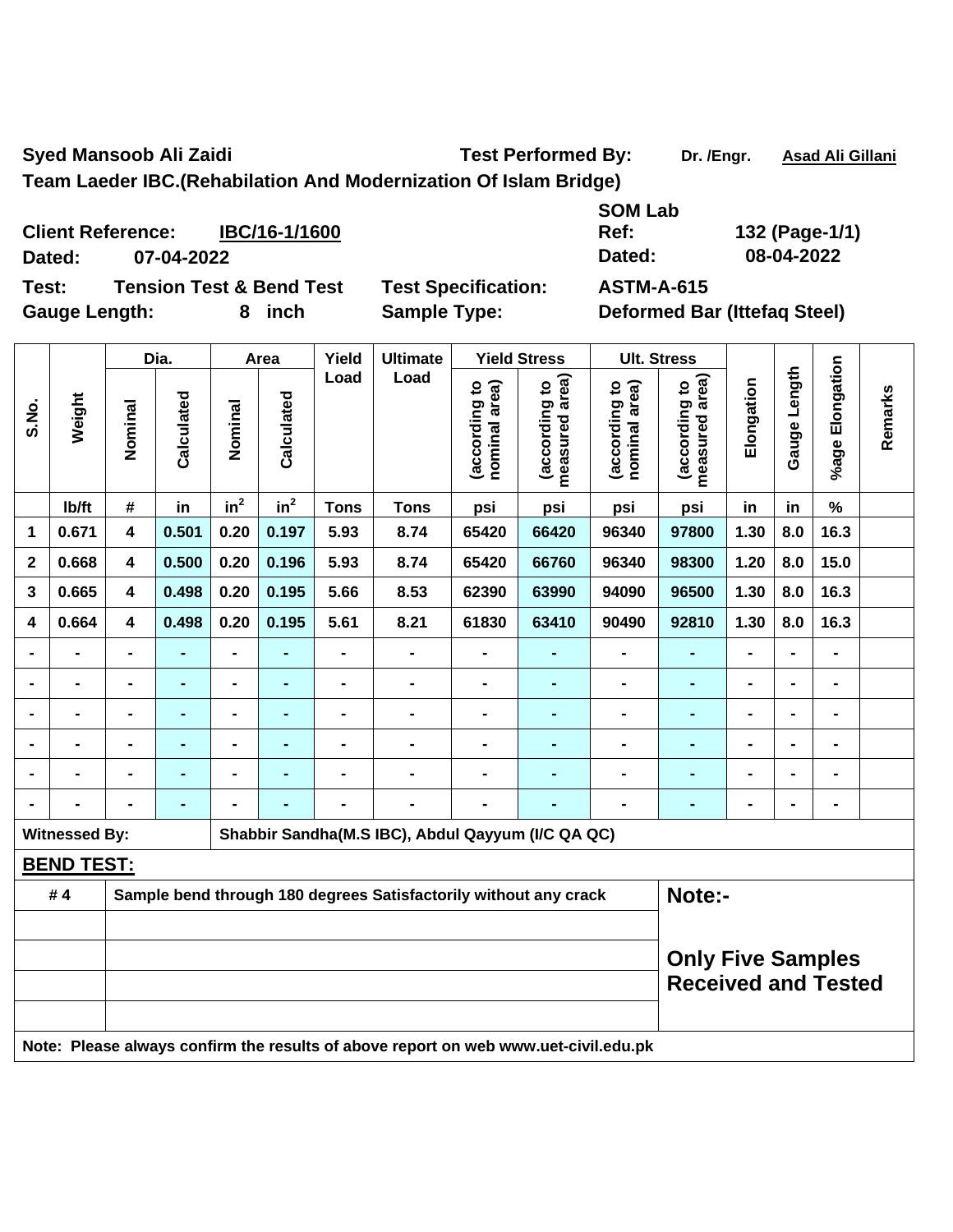**Syed Mansoob Ali Zaidi** **Test Performed By:** **Dr. /Engr.** **Asad Ali Gillani**

**Team Laeder IBC.(Rehabilation And Modernization Of Islam Bridge)**

| | | | |
|---|---|---|---|
| **Client Reference:** | **IBC/16-1/1600** | **SOM Lab Ref:** | **132 (Page-1/1)** |
| **Dated:** | **07-04-2022** | **Dated:** | **08-04-2022** |
| **Test:** | **Tension Test & Bend Test** | **Test Specification:** | **ASTM-A-615** |
| **Gauge Length:** | **8 inch** | **Sample Type:** | **Deformed Bar (Ittefaq Steel)** |

| S.No. | Weight | Dia. | | Area | | Yield Load | Ultimate Load | Yield Stress | | Ult. Stress | | Elongation | Gauge Length | %age Elongation | Remarks |
|---|---|---|---|---|---|---|---|---|---|---|---|---|---|---|---|
| | | Nominal | Calculated | Nominal | Calculated | | | (according to nominal area) | (according to measured area) | (according to nominal area) | (according to measured area) | | | | |
| | lb/ft | # | in | $in^2$ | $in^2$ | Tons | Tons | psi | psi | psi | psi | in | in | % | |
| 1 | 0.671 | 4 | 0.501 | 0.20 | 0.197 | 5.93 | 8.74 | 65420 | 66420 | 96340 | 97800 | 1.30 | 8.0 | 16.3 | |
| 2 | 0.668 | 4 | 0.500 | 0.20 | 0.196 | 5.93 | 8.74 | 65420 | 66760 | 96340 | 98300 | 1.20 | 8.0 | 15.0 | |
| 3 | 0.665 | 4 | 0.498 | 0.20 | 0.195 | 5.66 | 8.53 | 62390 | 63990 | 94090 | 96500 | 1.30 | 8.0 | 16.3 | |
| 4 | 0.664 | 4 | 0.498 | 0.20 | 0.195 | 5.61 | 8.21 | 61830 | 63410 | 90490 | 92810 | 1.30 | 8.0 | 16.3 | |
| - | - | - | - | - | - | - | - | - | - | - | - | - | - | - | |
| - | - | - | - | - | - | - | - | - | - | - | - | - | - | - | |
| - | - | - | - | - | - | - | - | - | - | - | - | - | - | - | |
| - | - | - | - | - | - | - | - | - | - | - | - | - | - | - | |
| - | - | - | - | - | - | - | - | - | - | - | - | - | - | - | |
| - | - | - | - | - | - | - | - | - | - | - | - | - | - | - | |

**Witnessed By:** Shabbir Sandha(M.S IBC), Abdul Qayyum (I/C QA QC)

**BEND TEST:**

| | | |
|---|---|---|
| # 4 | Sample bend through 180 degrees Satisfactorily without any crack | **Note:-** |
| | | |
| | | **Only Five Samples Received and Tested** |
| | | |
| | | |

**Note: Please always confirm the results of above report on web www.uet-civil.edu.pk**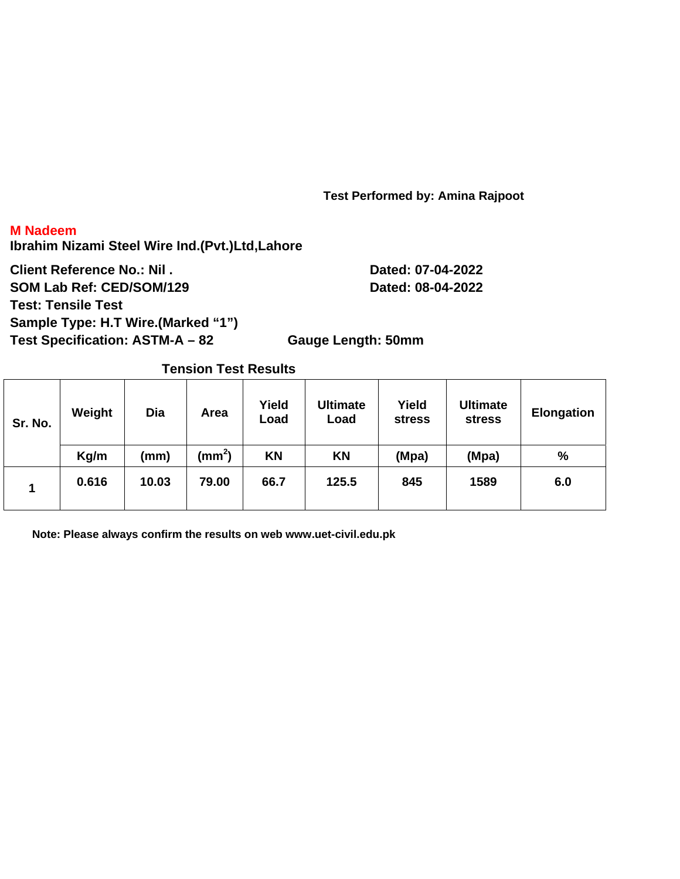**Test Performed by: Amina Rajpoot**

**M Nadeem**

**Ibrahim Nizami Steel Wire Ind.(Pvt.)Ltd,Lahore**

**Client Reference No.: Nil .** **Dated: 07-04-2022**

**SOM Lab Ref: CED/SOM/129** **Dated: 08-04-2022**

**Test: Tensile Test**

**Sample Type: H.T Wire.(Marked “1”)**

**Test Specification: ASTM-A – 82** **Gauge Length: 50mm**

**Tension Test Results**

| Sr. No. | Weight | Dia | Area | Yield Load | Ultimate Load | Yield stress | Ultimate stress | Elongation |
|---|---|---|---|---|---|---|---|---|
| | Kg/m | (mm) | ($mm^2$) | KN | KN | (Mpa) | (Mpa) | % |
| 1 | 0.616 | 10.03 | 79.00 | 66.7 | 125.5 | 845 | 1589 | 6.0 |

**Note: Please always confirm the results on web www.uet-civil.edu.pk**